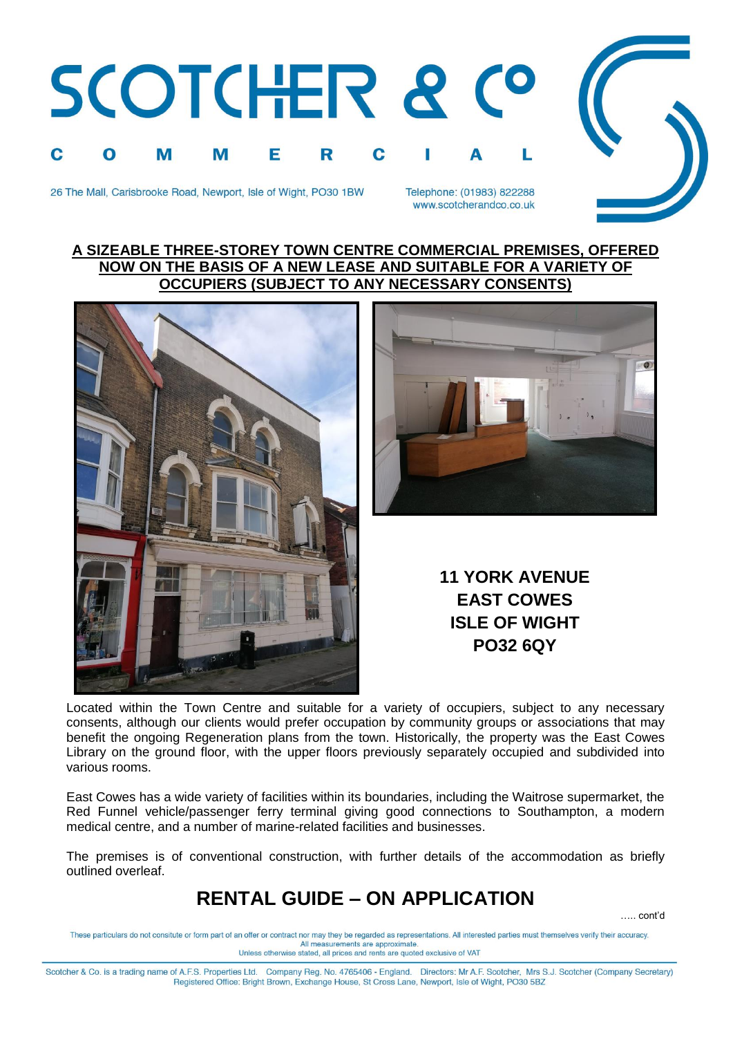# SCOTCHER & Co

COMMERCIAL

26 The Mall, Carisbrooke Road, Newport, Isle of Wight, PO30 1BW

Telephone: (01983) 822288
www.scotcherandco.co.uk

## A SIZEABLE THREE-STOREY TOWN CENTRE COMMERCIAL PREMISES, OFFERED NOW ON THE BASIS OF A NEW LEASE AND SUITABLE FOR A VARIETY OF OCCUPIERS (SUBJECT TO ANY NECESSARY CONSENTS)

**11 YORK AVENUE**
**EAST COWES**
**ISLE OF WIGHT**
**PO32 6QY**

Located within the Town Centre and suitable for a variety of occupiers, subject to any necessary consents, although our clients would prefer occupation by community groups or associations that may benefit the ongoing Regeneration plans from the town. Historically, the property was the East Cowes Library on the ground floor, with the upper floors previously separately occupied and subdivided into various rooms.

East Cowes has a wide variety of facilities within its boundaries, including the Waitrose supermarket, the Red Funnel vehicle/passenger ferry terminal giving good connections to Southampton, a modern medical centre, and a number of marine-related facilities and businesses.

The premises is of conventional construction, with further details of the accommodation as briefly outlined overleaf.

## RENTAL GUIDE – ON APPLICATION

….. cont'd

These particulars do not consitute or form part of an offer or contract nor may they be regarded as representations. All interested parties must themselves verify their accuracy.
All measurements are approximate.
Unless otherwise stated, all prices and rents are quoted exclusive of VAT

Scotcher & Co. is a trading name of A.F.S. Properties Ltd. Company Reg. No. 4765406 - England. Directors: Mr A.F. Scotcher, Mrs S.J. Scotcher (Company Secretary)
Registered Office: Bright Brown, Exchange House, St Cross Lane, Newport, Isle of Wight, PO30 5BZ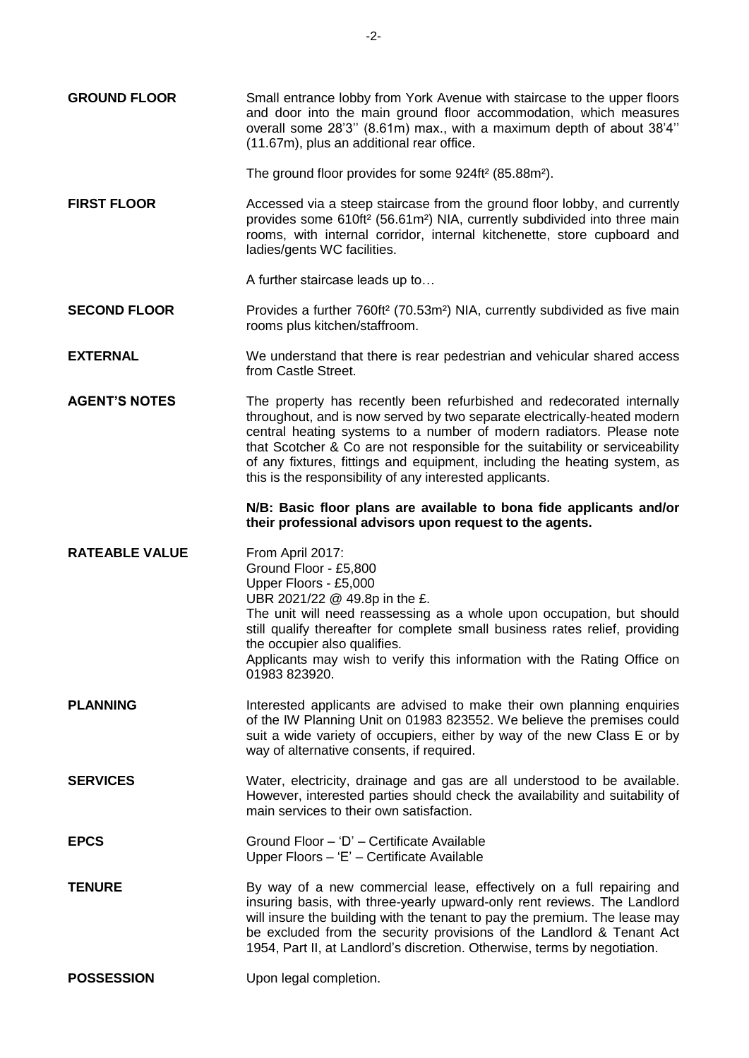**GROUND FLOOR**

Small entrance lobby from York Avenue with staircase to the upper floors and door into the main ground floor accommodation, which measures overall some 28'3'' (8.61m) max., with a maximum depth of about 38'4'' (11.67m), plus an additional rear office.

The ground floor provides for some 924ft² (85.88m²).

**FIRST FLOOR**

Accessed via a steep staircase from the ground floor lobby, and currently provides some 610ft² (56.61m²) NIA, currently subdivided into three main rooms, with internal corridor, internal kitchenette, store cupboard and ladies/gents WC facilities.

A further staircase leads up to…

**SECOND FLOOR**

Provides a further 760ft² (70.53m²) NIA, currently subdivided as five main rooms plus kitchen/staffroom.

**EXTERNAL**

We understand that there is rear pedestrian and vehicular shared access from Castle Street.

**AGENT'S NOTES**

The property has recently been refurbished and redecorated internally throughout, and is now served by two separate electrically-heated modern central heating systems to a number of modern radiators. Please note that Scotcher & Co are not responsible for the suitability or serviceability of any fixtures, fittings and equipment, including the heating system, as this is the responsibility of any interested applicants.

**N/B: Basic floor plans are available to bona fide applicants and/or their professional advisors upon request to the agents.**

**RATEABLE VALUE**

From April 2017:
Ground Floor - £5,800
Upper Floors - £5,000
UBR 2021/22 @ 49.8p in the £.
The unit will need reassessing as a whole upon occupation, but should still qualify thereafter for complete small business rates relief, providing the occupier also qualifies.
Applicants may wish to verify this information with the Rating Office on 01983 823920.

**PLANNING**

Interested applicants are advised to make their own planning enquiries of the IW Planning Unit on 01983 823552. We believe the premises could suit a wide variety of occupiers, either by way of the new Class E or by way of alternative consents, if required.

**SERVICES**

Water, electricity, drainage and gas are all understood to be available. However, interested parties should check the availability and suitability of main services to their own satisfaction.

**EPCS**

Ground Floor – 'D' – Certificate Available
Upper Floors – 'E' – Certificate Available

**TENURE**

By way of a new commercial lease, effectively on a full repairing and insuring basis, with three-yearly upward-only rent reviews. The Landlord will insure the building with the tenant to pay the premium. The lease may be excluded from the security provisions of the Landlord & Tenant Act 1954, Part II, at Landlord's discretion. Otherwise, terms by negotiation.

**POSSESSION**

Upon legal completion.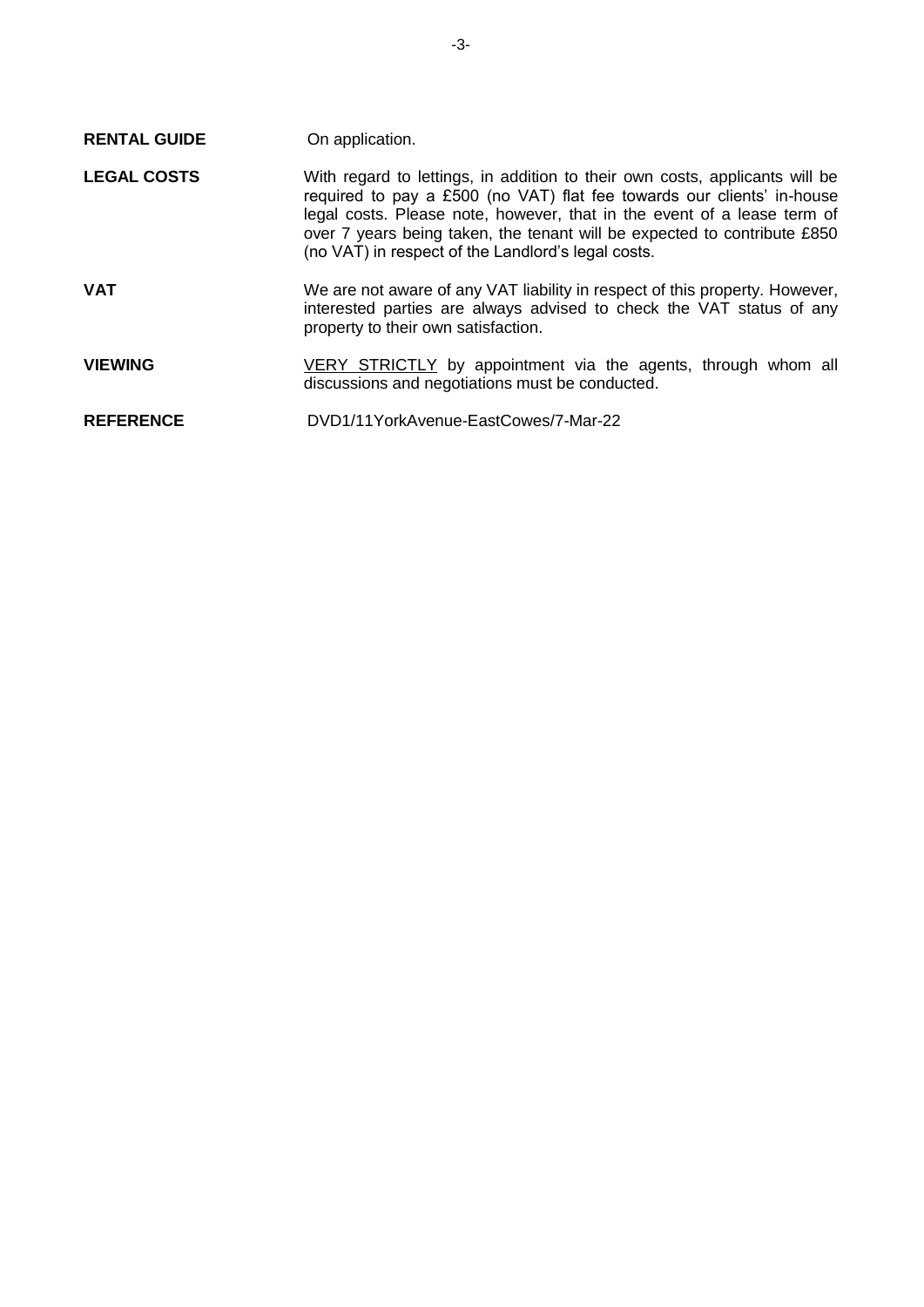**RENTAL GUIDE** On application.

**LEGAL COSTS** With regard to lettings, in addition to their own costs, applicants will be required to pay a £500 (no VAT) flat fee towards our clients' in-house legal costs. Please note, however, that in the event of a lease term of over 7 years being taken, the tenant will be expected to contribute £850 (no VAT) in respect of the Landlord's legal costs.

**VAT** We are not aware of any VAT liability in respect of this property. However, interested parties are always advised to check the VAT status of any property to their own satisfaction.

**VIEWING** VERY STRICTLY by appointment via the agents, through whom all discussions and negotiations must be conducted.

**REFERENCE** DVD1/11YorkAvenue-EastCowes/7-Mar-22